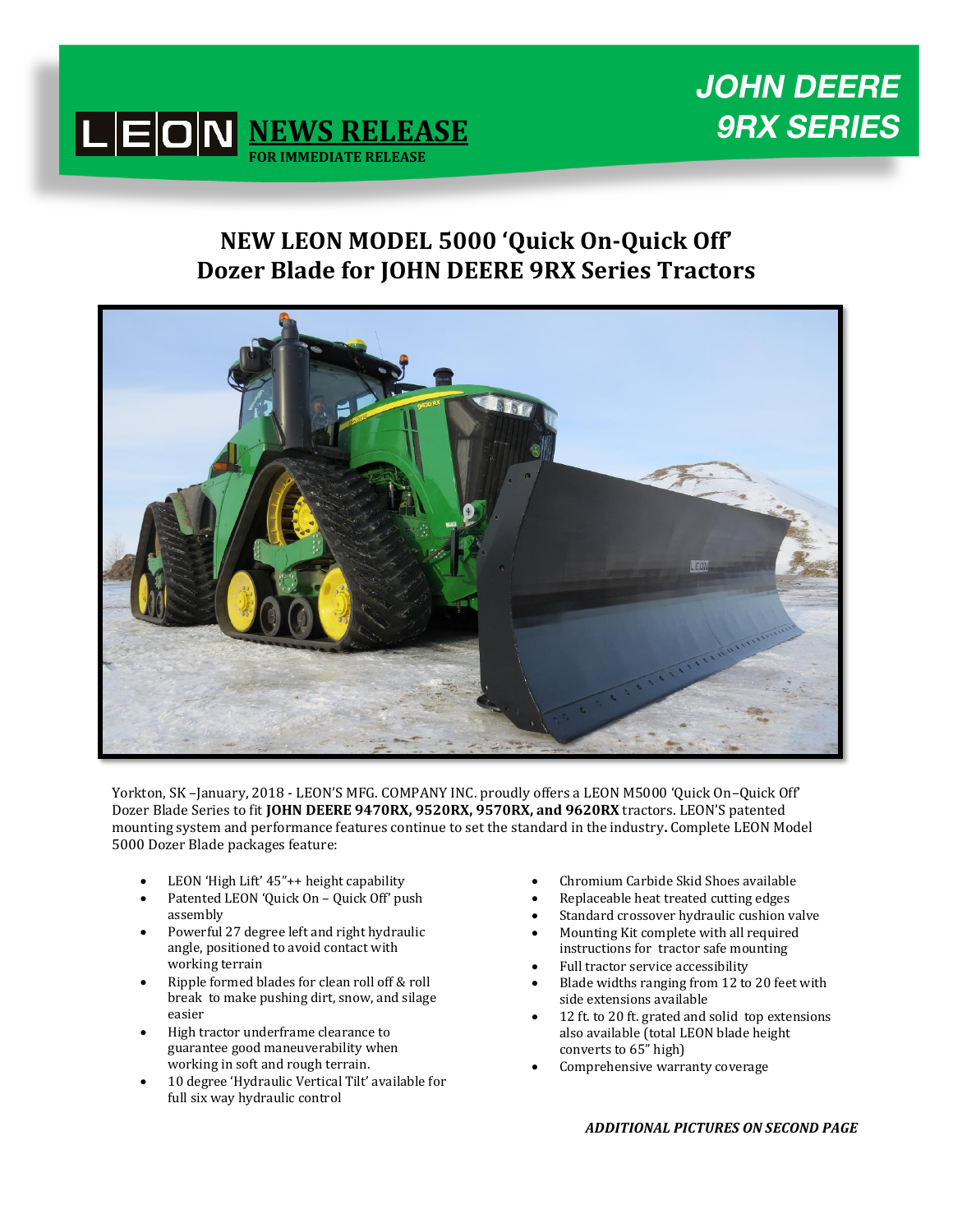LEON **NEWS RELEASE**
**FOR IMMEDIATE RELEASE**

**JOHN DEERE 9RX SERIES**

# NEW LEON MODEL 5000 'Quick On-Quick Off' Dozer Blade for JOHN DEERE 9RX Series Tractors

Yorkton, SK –January, 2018 - LEON'S MFG. COMPANY INC. proudly offers a LEON M5000 'Quick On–Quick Off' Dozer Blade Series to fit **JOHN DEERE 9470RX, 9520RX, 9570RX, and 9620RX** tractors. LEON'S patented mounting system and performance features continue to set the standard in the industry**.** Complete LEON Model 5000 Dozer Blade packages feature:

- LEON 'High Lift' 45"++ height capability
- Patented LEON 'Quick On – Quick Off' push assembly
- Powerful 27 degree left and right hydraulic angle, positioned to avoid contact with working terrain
- Ripple formed blades for clean roll off & roll break to make pushing dirt, snow, and silage easier
- High tractor underframe clearance to guarantee good maneuverability when working in soft and rough terrain.
- 10 degree 'Hydraulic Vertical Tilt' available for full six way hydraulic control
- Chromium Carbide Skid Shoes available
- Replaceable heat treated cutting edges
- Standard crossover hydraulic cushion valve
- Mounting Kit complete with all required instructions for tractor safe mounting
- Full tractor service accessibility
- Blade widths ranging from 12 to 20 feet with side extensions available
- 12 ft. to 20 ft. grated and solid top extensions also available (total LEON blade height converts to 65" high)
- Comprehensive warranty coverage

***ADDITIONAL PICTURES ON SECOND PAGE***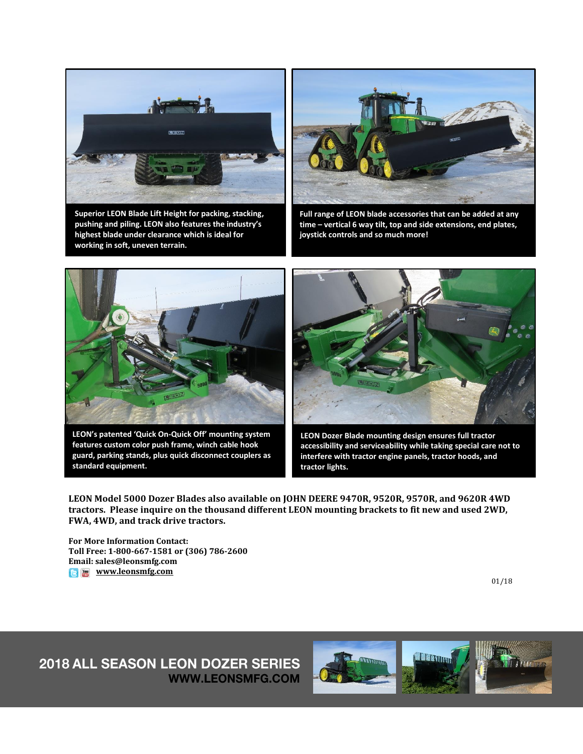Superior LEON Blade Lift Height for packing, stacking, pushing and piling. LEON also features the industry's highest blade under clearance which is ideal for working in soft, uneven terrain.

Full range of LEON blade accessories that can be added at any time – vertical 6 way tilt, top and side extensions, end plates, joystick controls and so much more!

LEON's patented 'Quick On-Quick Off' mounting system features custom color push frame, winch cable hook guard, parking stands, plus quick disconnect couplers as standard equipment.

LEON Dozer Blade mounting design ensures full tractor accessibility and serviceability while taking special care not to interfere with tractor engine panels, tractor hoods, and tractor lights.

**LEON Model 5000 Dozer Blades also available on JOHN DEERE 9470R, 9520R, 9570R, and 9620R 4WD tractors. Please inquire on the thousand different LEON mounting brackets to fit new and used 2WD, FWA, 4WD, and track drive tractors.**

**For More Information Contact:**
**Toll Free: 1-800-667-1581 or (306) 786-2600**
**Email: sales@leonsmfg.com**
**www.leonsmfg.com**

01/18

**2018 ALL SEASON LEON DOZER SERIES**
**WWW.LEONSMFG.COM**